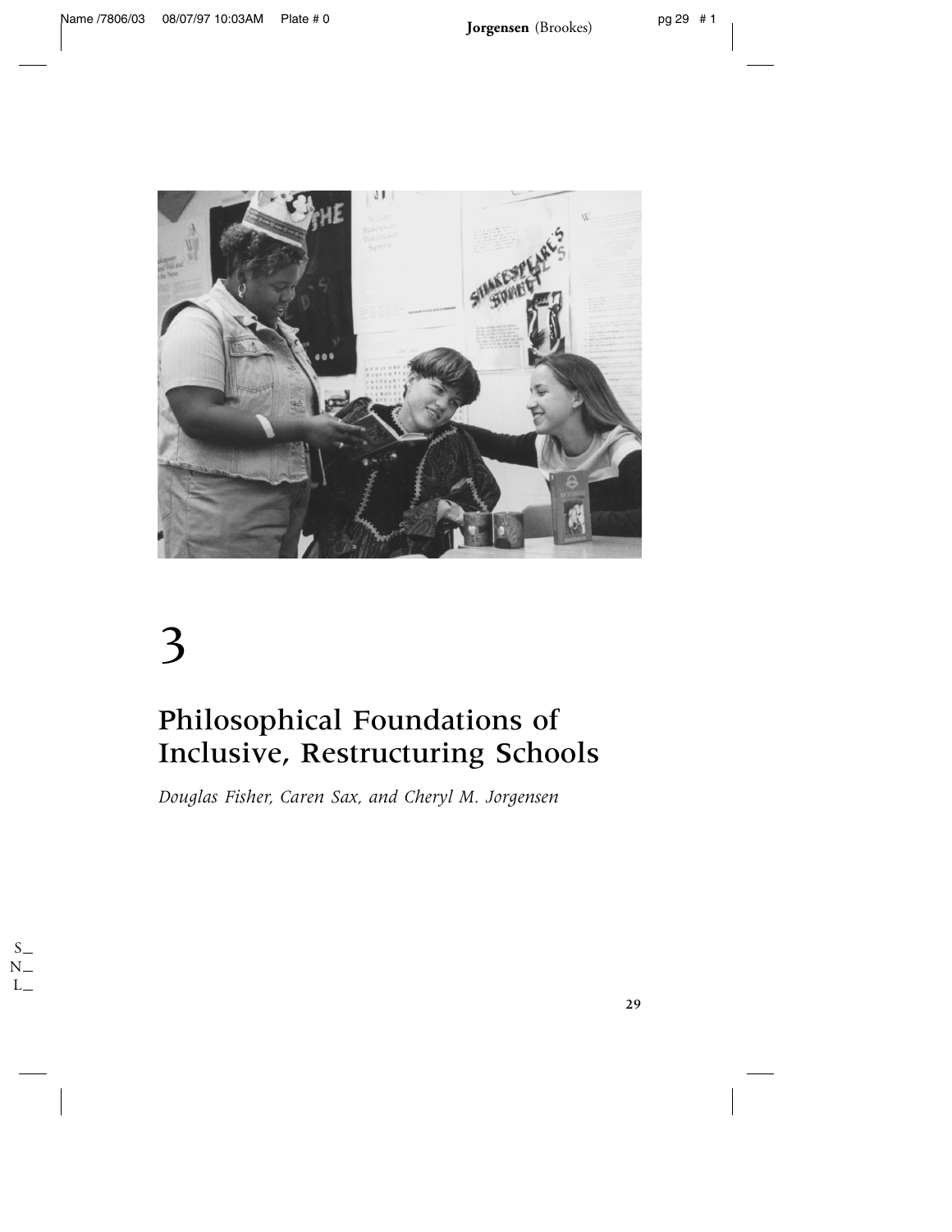# 3

# Philosophical Foundations of Inclusive, Restructuring Schools

*Douglas Fisher, Caren Sax, and Cheryl M. Jorgensen*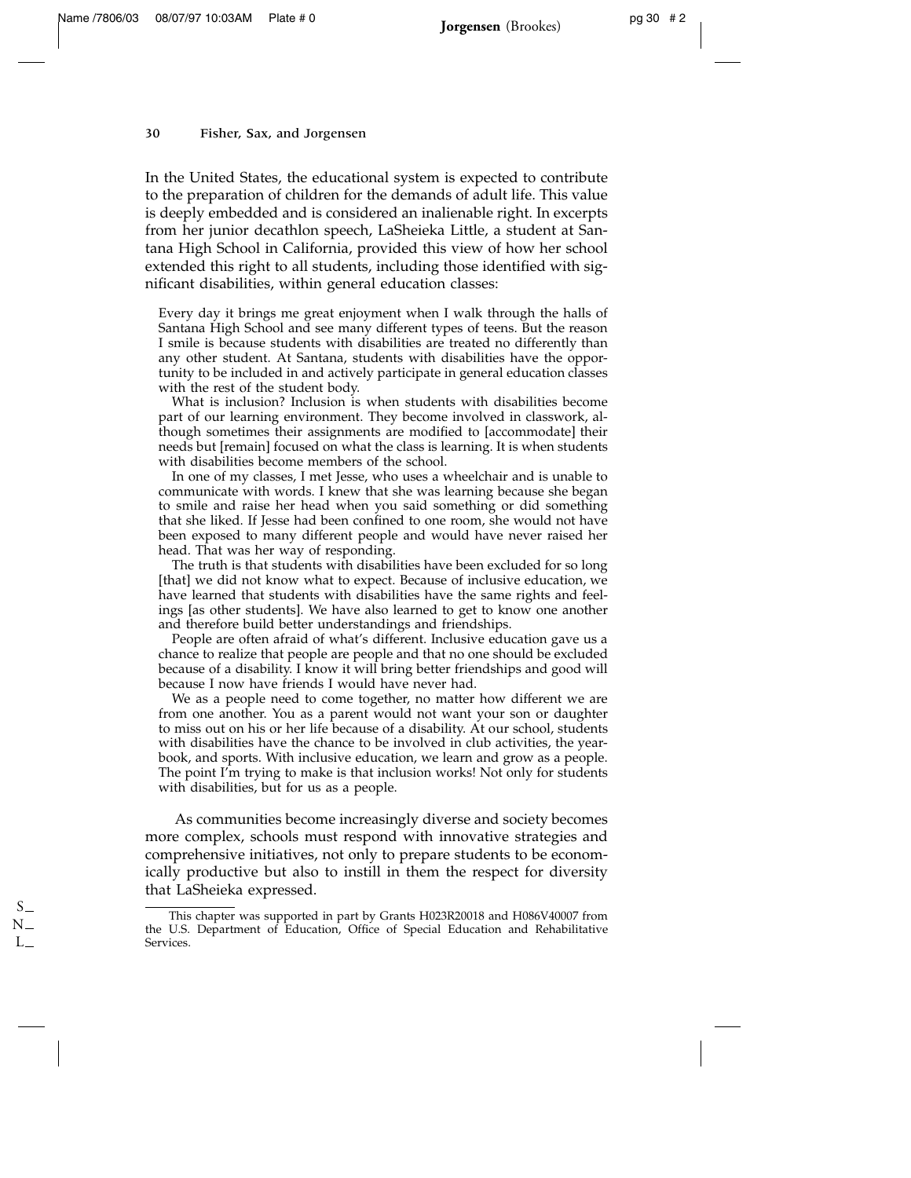In the United States, the educational system is expected to contribute to the preparation of children for the demands of adult life. This value is deeply embedded and is considered an inalienable right. In excerpts from her junior decathlon speech, LaSheieka Little, a student at Santana High School in California, provided this view of how her school extended this right to all students, including those identified with significant disabilities, within general education classes:

> Every day it brings me great enjoyment when I walk through the halls of Santana High School and see many different types of teens. But the reason I smile is because students with disabilities are treated no differently than any other student. At Santana, students with disabilities have the opportunity to be included in and actively participate in general education classes with the rest of the student body.
>
> What is inclusion? Inclusion is when students with disabilities become part of our learning environment. They become involved in classwork, although sometimes their assignments are modified to [accommodate] their needs but [remain] focused on what the class is learning. It is when students with disabilities become members of the school.
>
> In one of my classes, I met Jesse, who uses a wheelchair and is unable to communicate with words. I knew that she was learning because she began to smile and raise her head when you said something or did something that she liked. If Jesse had been confined to one room, she would not have been exposed to many different people and would have never raised her head. That was her way of responding.
>
> The truth is that students with disabilities have been excluded for so long [that] we did not know what to expect. Because of inclusive education, we have learned that students with disabilities have the same rights and feelings [as other students]. We have also learned to get to know one another and therefore build better understandings and friendships.
>
> People are often afraid of what's different. Inclusive education gave us a chance to realize that people are people and that no one should be excluded because of a disability. I know it will bring better friendships and good will because I now have friends I would have never had.
>
> We as a people need to come together, no matter how different we are from one another. You as a parent would not want your son or daughter to miss out on his or her life because of a disability. At our school, students with disabilities have the chance to be involved in club activities, the yearbook, and sports. With inclusive education, we learn and grow as a people. The point I'm trying to make is that inclusion works! Not only for students with disabilities, but for us as a people.

As communities become increasingly diverse and society becomes more complex, schools must respond with innovative strategies and comprehensive initiatives, not only to prepare students to be economically productive but also to instill in them the respect for diversity that LaSheieka expressed.

---

This chapter was supported in part by Grants H023R20018 and H086V40007 from the U.S. Department of Education, Office of Special Education and Rehabilitative Services.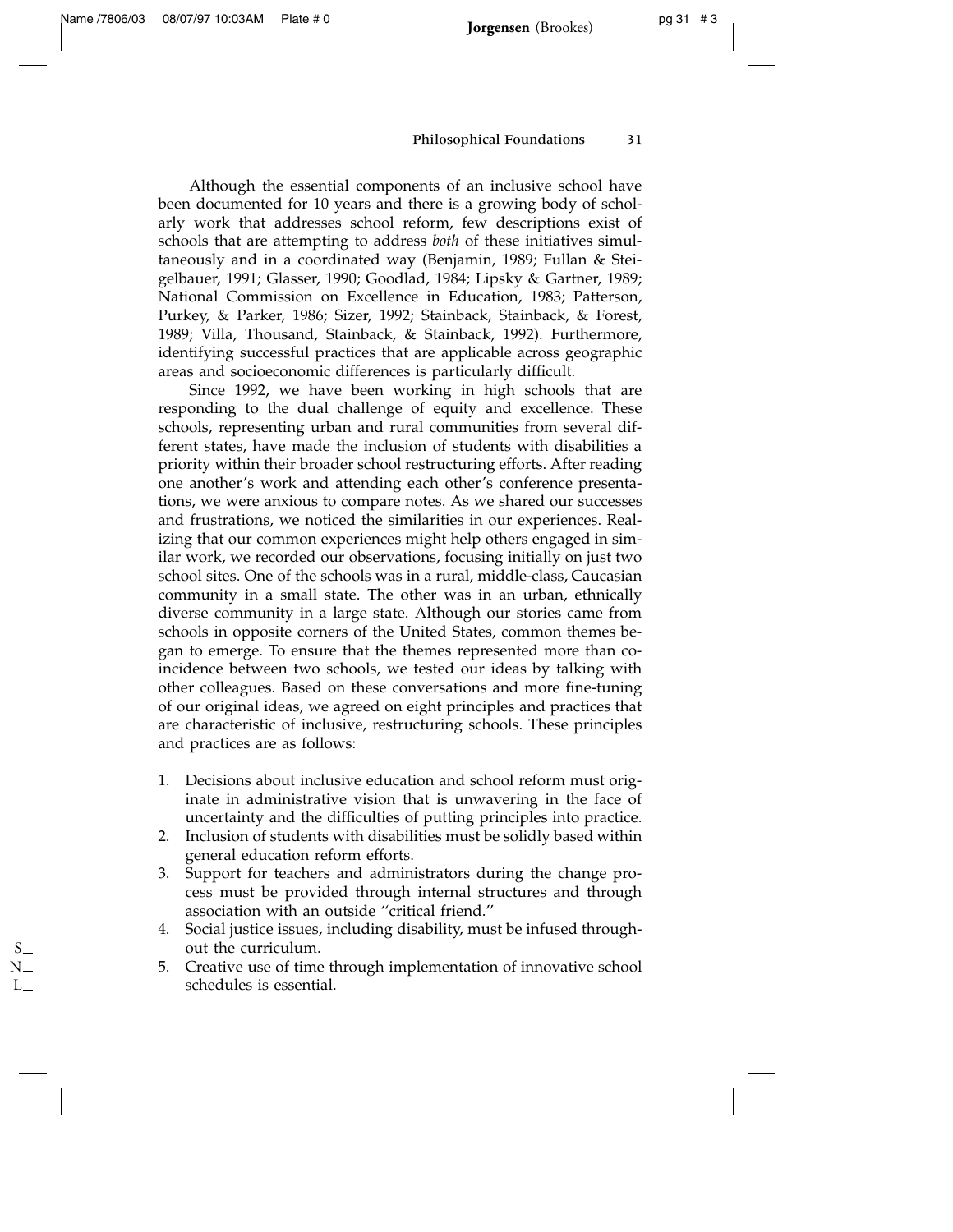Although the essential components of an inclusive school have been documented for 10 years and there is a growing body of scholarly work that addresses school reform, few descriptions exist of schools that are attempting to address *both* of these initiatives simultaneously and in a coordinated way (Benjamin, 1989; Fullan & Steigelbauer, 1991; Glasser, 1990; Goodlad, 1984; Lipsky & Gartner, 1989; National Commission on Excellence in Education, 1983; Patterson, Purkey, & Parker, 1986; Sizer, 1992; Stainback, Stainback, & Forest, 1989; Villa, Thousand, Stainback, & Stainback, 1992). Furthermore, identifying successful practices that are applicable across geographic areas and socioeconomic differences is particularly difficult.

Since 1992, we have been working in high schools that are responding to the dual challenge of equity and excellence. These schools, representing urban and rural communities from several different states, have made the inclusion of students with disabilities a priority within their broader school restructuring efforts. After reading one another's work and attending each other's conference presentations, we were anxious to compare notes. As we shared our successes and frustrations, we noticed the similarities in our experiences. Realizing that our common experiences might help others engaged in similar work, we recorded our observations, focusing initially on just two school sites. One of the schools was in a rural, middle-class, Caucasian community in a small state. The other was in an urban, ethnically diverse community in a large state. Although our stories came from schools in opposite corners of the United States, common themes began to emerge. To ensure that the themes represented more than coincidence between two schools, we tested our ideas by talking with other colleagues. Based on these conversations and more fine-tuning of our original ideas, we agreed on eight principles and practices that are characteristic of inclusive, restructuring schools. These principles and practices are as follows:

1. Decisions about inclusive education and school reform must originate in administrative vision that is unwavering in the face of uncertainty and the difficulties of putting principles into practice.
2. Inclusion of students with disabilities must be solidly based within general education reform efforts.
3. Support for teachers and administrators during the change process must be provided through internal structures and through association with an outside "critical friend."
4. Social justice issues, including disability, must be infused throughout the curriculum.
5. Creative use of time through implementation of innovative school schedules is essential.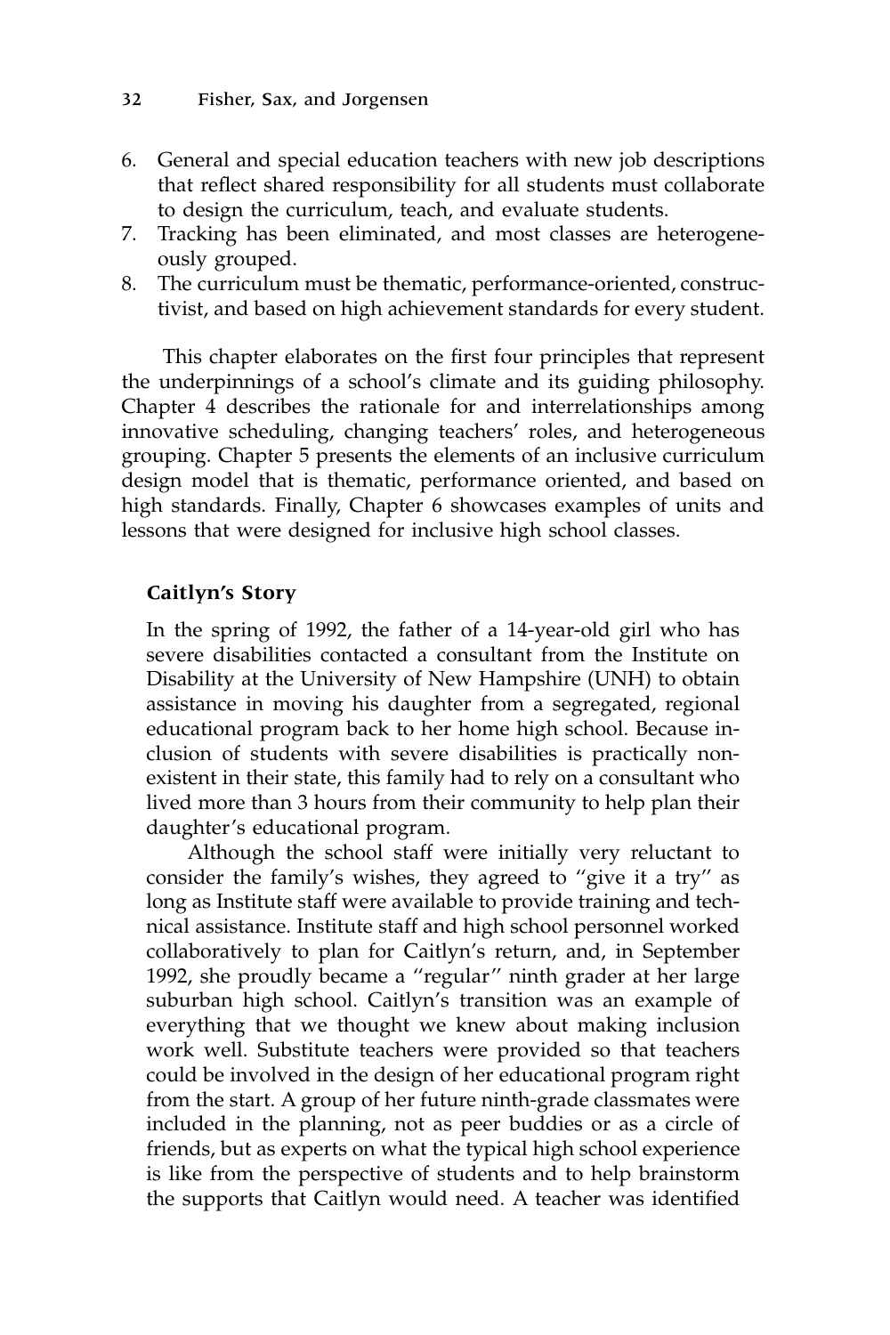6. General and special education teachers with new job descriptions that reflect shared responsibility for all students must collaborate to design the curriculum, teach, and evaluate students.
7. Tracking has been eliminated, and most classes are heterogeneously grouped.
8. The curriculum must be thematic, performance-oriented, constructivist, and based on high achievement standards for every student.

This chapter elaborates on the first four principles that represent the underpinnings of a school's climate and its guiding philosophy. Chapter 4 describes the rationale for and interrelationships among innovative scheduling, changing teachers' roles, and heterogeneous grouping. Chapter 5 presents the elements of an inclusive curriculum design model that is thematic, performance oriented, and based on high standards. Finally, Chapter 6 showcases examples of units and lessons that were designed for inclusive high school classes.

### Caitlyn's Story

In the spring of 1992, the father of a 14-year-old girl who has severe disabilities contacted a consultant from the Institute on Disability at the University of New Hampshire (UNH) to obtain assistance in moving his daughter from a segregated, regional educational program back to her home high school. Because inclusion of students with severe disabilities is practically nonexistent in their state, this family had to rely on a consultant who lived more than 3 hours from their community to help plan their daughter's educational program.

Although the school staff were initially very reluctant to consider the family's wishes, they agreed to "give it a try" as long as Institute staff were available to provide training and technical assistance. Institute staff and high school personnel worked collaboratively to plan for Caitlyn's return, and, in September 1992, she proudly became a "regular" ninth grader at her large suburban high school. Caitlyn's transition was an example of everything that we thought we knew about making inclusion work well. Substitute teachers were provided so that teachers could be involved in the design of her educational program right from the start. A group of her future ninth-grade classmates were included in the planning, not as peer buddies or as a circle of friends, but as experts on what the typical high school experience is like from the perspective of students and to help brainstorm the supports that Caitlyn would need. A teacher was identified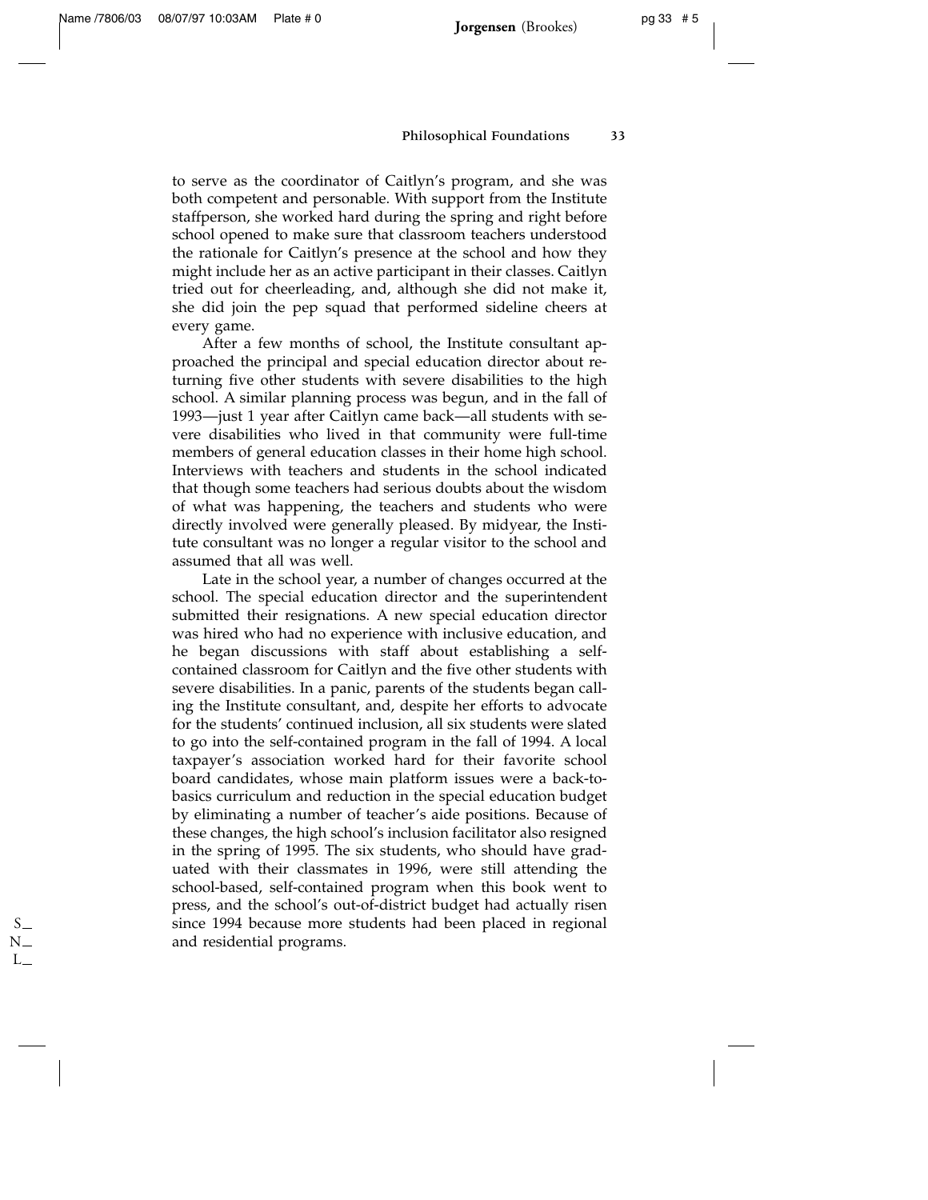to serve as the coordinator of Caitlyn's program, and she was both competent and personable. With support from the Institute staffperson, she worked hard during the spring and right before school opened to make sure that classroom teachers understood the rationale for Caitlyn's presence at the school and how they might include her as an active participant in their classes. Caitlyn tried out for cheerleading, and, although she did not make it, she did join the pep squad that performed sideline cheers at every game.

After a few months of school, the Institute consultant approached the principal and special education director about returning five other students with severe disabilities to the high school. A similar planning process was begun, and in the fall of 1993—just 1 year after Caitlyn came back—all students with severe disabilities who lived in that community were full-time members of general education classes in their home high school. Interviews with teachers and students in the school indicated that though some teachers had serious doubts about the wisdom of what was happening, the teachers and students who were directly involved were generally pleased. By midyear, the Institute consultant was no longer a regular visitor to the school and assumed that all was well.

Late in the school year, a number of changes occurred at the school. The special education director and the superintendent submitted their resignations. A new special education director was hired who had no experience with inclusive education, and he began discussions with staff about establishing a self-contained classroom for Caitlyn and the five other students with severe disabilities. In a panic, parents of the students began calling the Institute consultant, and, despite her efforts to advocate for the students' continued inclusion, all six students were slated to go into the self-contained program in the fall of 1994. A local taxpayer's association worked hard for their favorite school board candidates, whose main platform issues were a back-to-basics curriculum and reduction in the special education budget by eliminating a number of teacher's aide positions. Because of these changes, the high school's inclusion facilitator also resigned in the spring of 1995. The six students, who should have graduated with their classmates in 1996, were still attending the school-based, self-contained program when this book went to press, and the school's out-of-district budget had actually risen since 1994 because more students had been placed in regional and residential programs.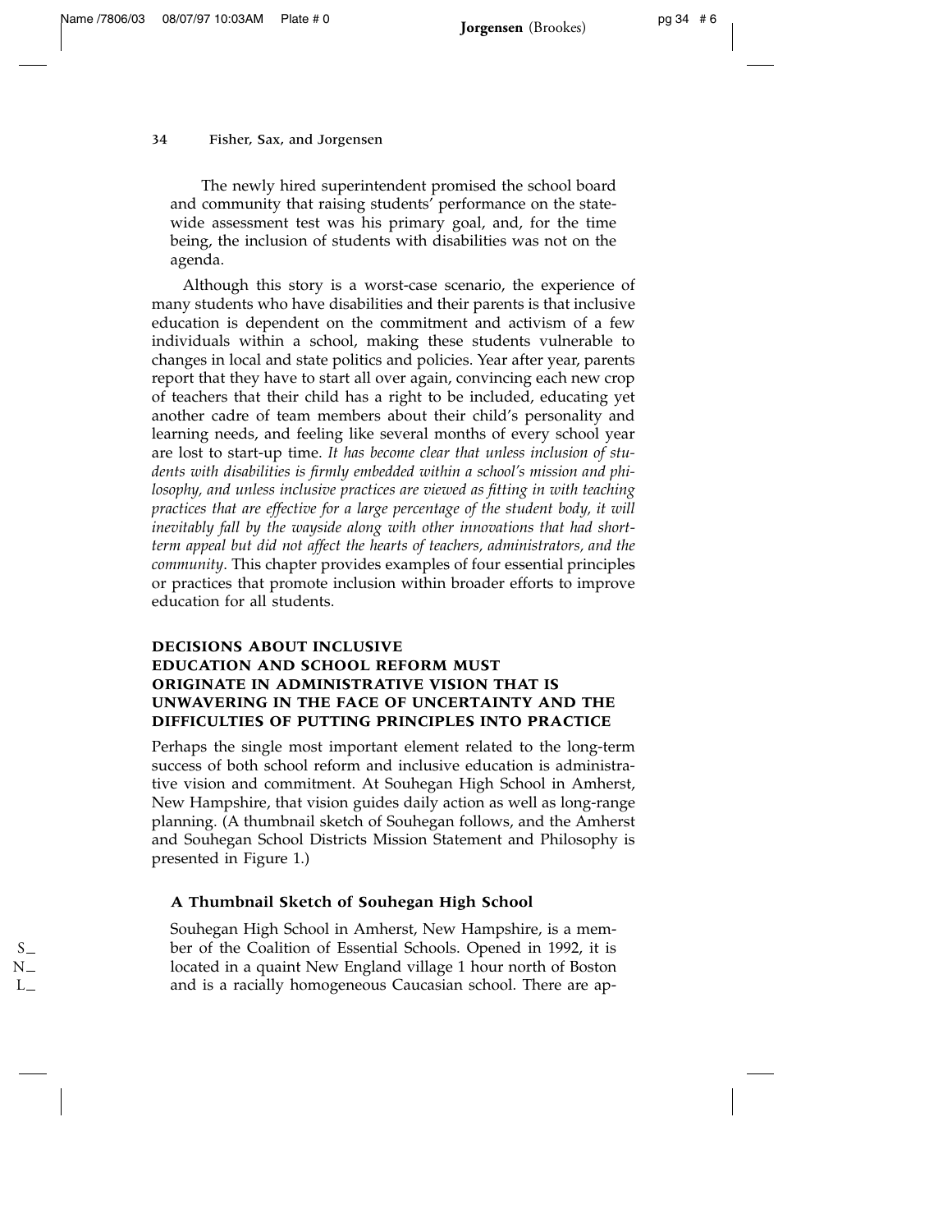The newly hired superintendent promised the school board and community that raising students' performance on the statewide assessment test was his primary goal, and, for the time being, the inclusion of students with disabilities was not on the agenda.

Although this story is a worst-case scenario, the experience of many students who have disabilities and their parents is that inclusive education is dependent on the commitment and activism of a few individuals within a school, making these students vulnerable to changes in local and state politics and policies. Year after year, parents report that they have to start all over again, convincing each new crop of teachers that their child has a right to be included, educating yet another cadre of team members about their child's personality and learning needs, and feeling like several months of every school year are lost to start-up time. *It has become clear that unless inclusion of students with disabilities is firmly embedded within a school's mission and philosophy, and unless inclusive practices are viewed as fitting in with teaching practices that are effective for a large percentage of the student body, it will inevitably fall by the wayside along with other innovations that had short-term appeal but did not affect the hearts of teachers, administrators, and the community*. This chapter provides examples of four essential principles or practices that promote inclusion within broader efforts to improve education for all students.

## DECISIONS ABOUT INCLUSIVE EDUCATION AND SCHOOL REFORM MUST ORIGINATE IN ADMINISTRATIVE VISION THAT IS UNWAVERING IN THE FACE OF UNCERTAINTY AND THE DIFFICULTIES OF PUTTING PRINCIPLES INTO PRACTICE

Perhaps the single most important element related to the long-term success of both school reform and inclusive education is administrative vision and commitment. At Souhegan High School in Amherst, New Hampshire, that vision guides daily action as well as long-range planning. (A thumbnail sketch of Souhegan follows, and the Amherst and Souhegan School Districts Mission Statement and Philosophy is presented in Figure 1.)

### A Thumbnail Sketch of Souhegan High School

Souhegan High School in Amherst, New Hampshire, is a member of the Coalition of Essential Schools. Opened in 1992, it is located in a quaint New England village 1 hour north of Boston and is a racially homogeneous Caucasian school. There are ap-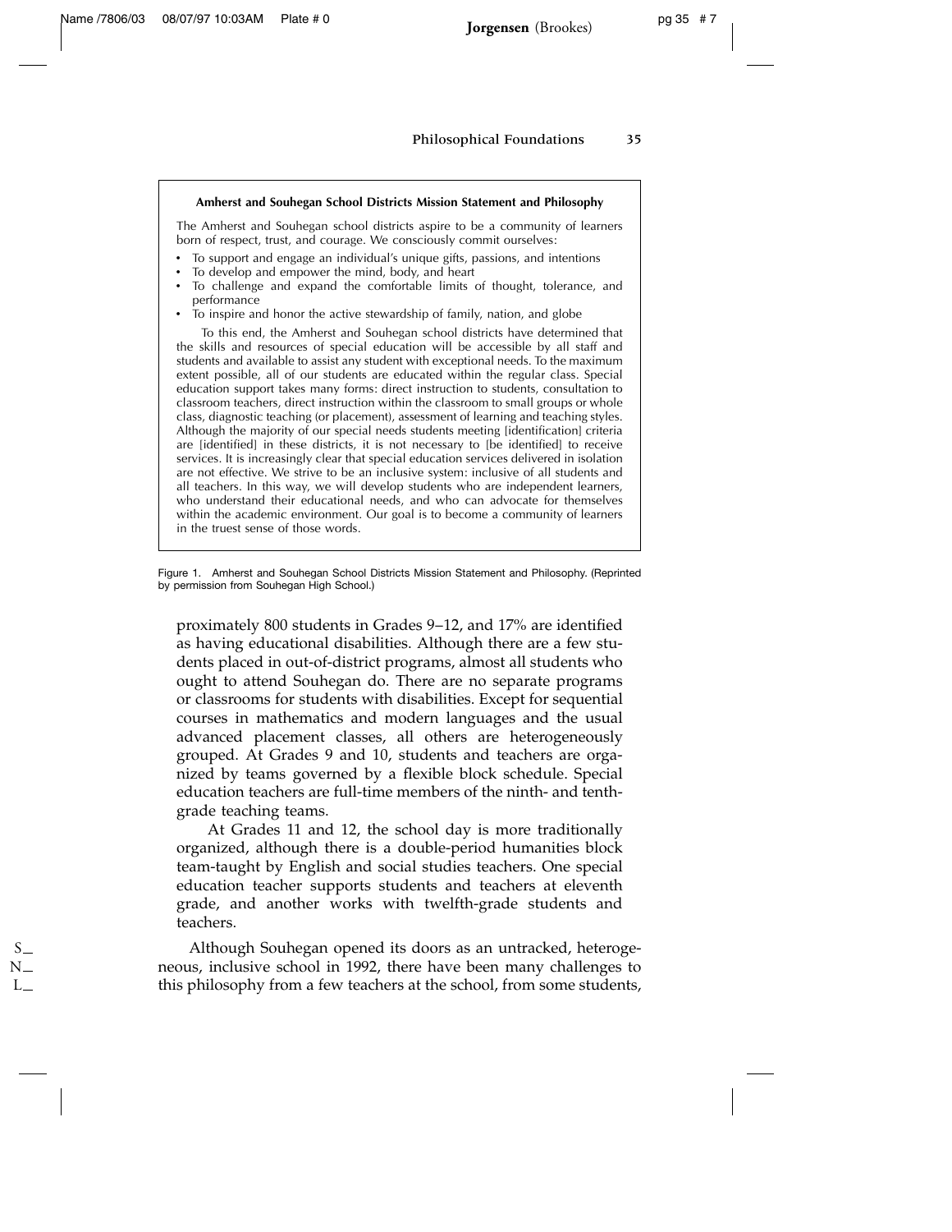**Amherst and Souhegan School Districts Mission Statement and Philosophy**

The Amherst and Souhegan school districts aspire to be a community of learners born of respect, trust, and courage. We consciously commit ourselves:

- To support and engage an individual's unique gifts, passions, and intentions
- To develop and empower the mind, body, and heart
- To challenge and expand the comfortable limits of thought, tolerance, and performance
- To inspire and honor the active stewardship of family, nation, and globe

To this end, the Amherst and Souhegan school districts have determined that the skills and resources of special education will be accessible by all staff and students and available to assist any student with exceptional needs. To the maximum extent possible, all of our students are educated within the regular class. Special education support takes many forms: direct instruction to students, consultation to classroom teachers, direct instruction within the classroom to small groups or whole class, diagnostic teaching (or placement), assessment of learning and teaching styles. Although the majority of our special needs students meeting [identification] criteria are [identified] in these districts, it is not necessary to [be identified] to receive services. It is increasingly clear that special education services delivered in isolation are not effective. We strive to be an inclusive system: inclusive of all students and all teachers. In this way, we will develop students who are independent learners, who understand their educational needs, and who can advocate for themselves within the academic environment. Our goal is to become a community of learners in the truest sense of those words.

Figure 1. Amherst and Souhegan School Districts Mission Statement and Philosophy. (Reprinted by permission from Souhegan High School.)

proximately 800 students in Grades 9–12, and 17% are identified as having educational disabilities. Although there are a few students placed in out-of-district programs, almost all students who ought to attend Souhegan do. There are no separate programs or classrooms for students with disabilities. Except for sequential courses in mathematics and modern languages and the usual advanced placement classes, all others are heterogeneously grouped. At Grades 9 and 10, students and teachers are organized by teams governed by a flexible block schedule. Special education teachers are full-time members of the ninth- and tenth-grade teaching teams.

At Grades 11 and 12, the school day is more traditionally organized, although there is a double-period humanities block team-taught by English and social studies teachers. One special education teacher supports students and teachers at eleventh grade, and another works with twelfth-grade students and teachers.

Although Souhegan opened its doors as an untracked, heterogeneous, inclusive school in 1992, there have been many challenges to this philosophy from a few teachers at the school, from some students,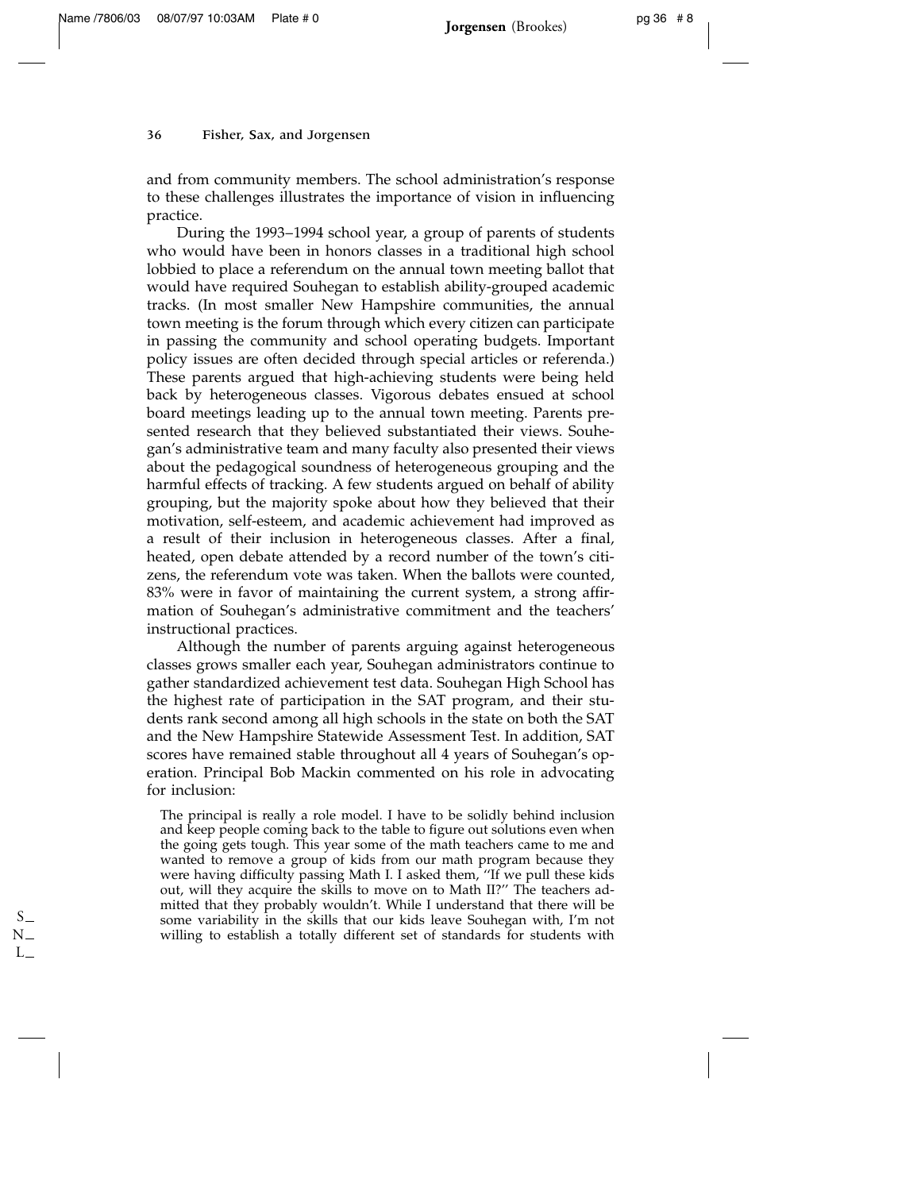and from community members. The school administration's response to these challenges illustrates the importance of vision in influencing practice.

During the 1993–1994 school year, a group of parents of students who would have been in honors classes in a traditional high school lobbied to place a referendum on the annual town meeting ballot that would have required Souhegan to establish ability-grouped academic tracks. (In most smaller New Hampshire communities, the annual town meeting is the forum through which every citizen can participate in passing the community and school operating budgets. Important policy issues are often decided through special articles or referenda.) These parents argued that high-achieving students were being held back by heterogeneous classes. Vigorous debates ensued at school board meetings leading up to the annual town meeting. Parents presented research that they believed substantiated their views. Souhegan's administrative team and many faculty also presented their views about the pedagogical soundness of heterogeneous grouping and the harmful effects of tracking. A few students argued on behalf of ability grouping, but the majority spoke about how they believed that their motivation, self-esteem, and academic achievement had improved as a result of their inclusion in heterogeneous classes. After a final, heated, open debate attended by a record number of the town's citizens, the referendum vote was taken. When the ballots were counted, 83% were in favor of maintaining the current system, a strong affirmation of Souhegan's administrative commitment and the teachers' instructional practices.

Although the number of parents arguing against heterogeneous classes grows smaller each year, Souhegan administrators continue to gather standardized achievement test data. Souhegan High School has the highest rate of participation in the SAT program, and their students rank second among all high schools in the state on both the SAT and the New Hampshire Statewide Assessment Test. In addition, SAT scores have remained stable throughout all 4 years of Souhegan's operation. Principal Bob Mackin commented on his role in advocating for inclusion:

> The principal is really a role model. I have to be solidly behind inclusion and keep people coming back to the table to figure out solutions even when the going gets tough. This year some of the math teachers came to me and wanted to remove a group of kids from our math program because they were having difficulty passing Math I. I asked them, "If we pull these kids out, will they acquire the skills to move on to Math II?" The teachers admitted that they probably wouldn't. While I understand that there will be some variability in the skills that our kids leave Souhegan with, I'm not willing to establish a totally different set of standards for students with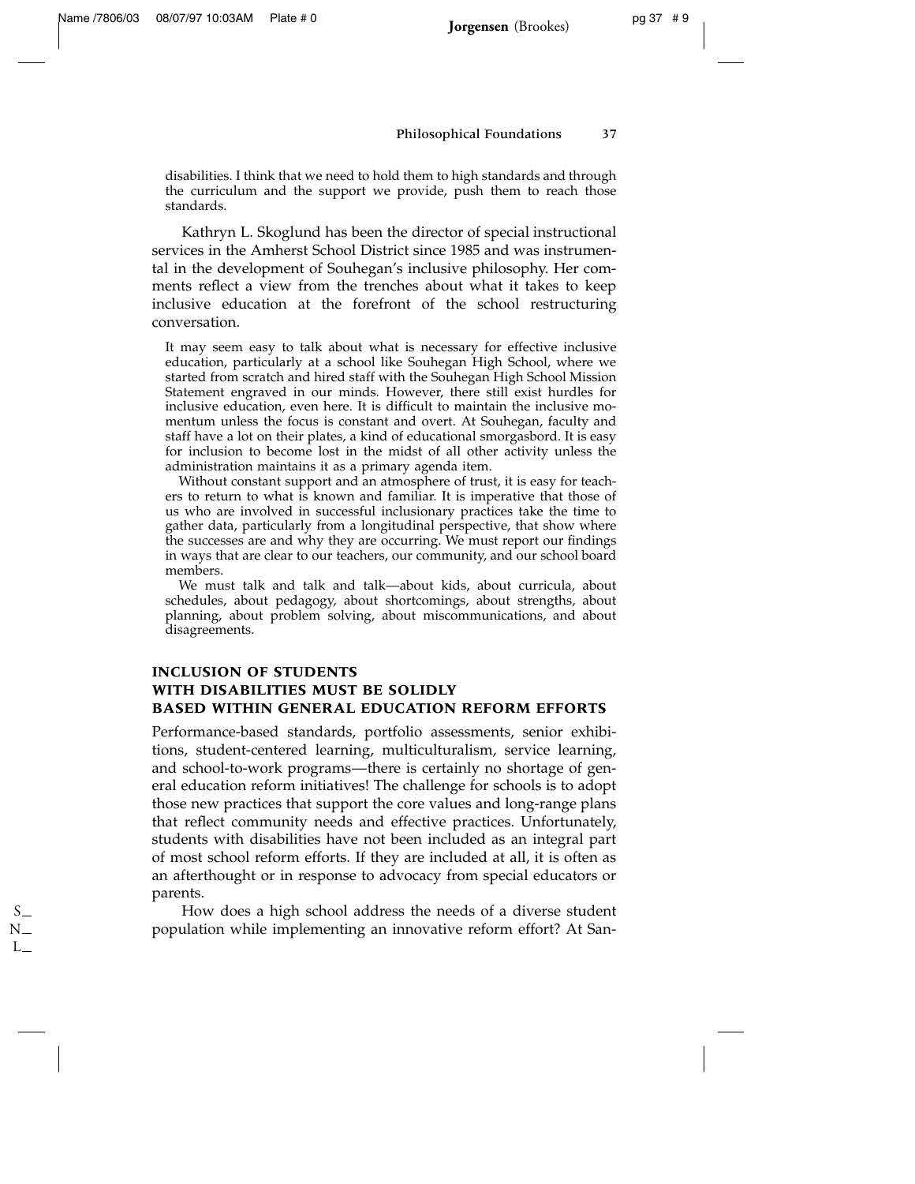disabilities. I think that we need to hold them to high standards and through the curriculum and the support we provide, push them to reach those standards.

Kathryn L. Skoglund has been the director of special instructional services in the Amherst School District since 1985 and was instrumental in the development of Souhegan's inclusive philosophy. Her comments reflect a view from the trenches about what it takes to keep inclusive education at the forefront of the school restructuring conversation.

> It may seem easy to talk about what is necessary for effective inclusive education, particularly at a school like Souhegan High School, where we started from scratch and hired staff with the Souhegan High School Mission Statement engraved in our minds. However, there still exist hurdles for inclusive education, even here. It is difficult to maintain the inclusive momentum unless the focus is constant and overt. At Souhegan, faculty and staff have a lot on their plates, a kind of educational smorgasbord. It is easy for inclusion to become lost in the midst of all other activity unless the administration maintains it as a primary agenda item.
>
> Without constant support and an atmosphere of trust, it is easy for teachers to return to what is known and familiar. It is imperative that those of us who are involved in successful inclusionary practices take the time to gather data, particularly from a longitudinal perspective, that show where the successes are and why they are occurring. We must report our findings in ways that are clear to our teachers, our community, and our school board members.
>
> We must talk and talk and talk—about kids, about curricula, about schedules, about pedagogy, about shortcomings, about strengths, about planning, about problem solving, about miscommunications, and about disagreements.

## INCLUSION OF STUDENTS WITH DISABILITIES MUST BE SOLIDLY BASED WITHIN GENERAL EDUCATION REFORM EFFORTS

Performance-based standards, portfolio assessments, senior exhibitions, student-centered learning, multiculturalism, service learning, and school-to-work programs—there is certainly no shortage of general education reform initiatives! The challenge for schools is to adopt those new practices that support the core values and long-range plans that reflect community needs and effective practices. Unfortunately, students with disabilities have not been included as an integral part of most school reform efforts. If they are included at all, it is often as an afterthought or in response to advocacy from special educators or parents.

How does a high school address the needs of a diverse student population while implementing an innovative reform effort? At San-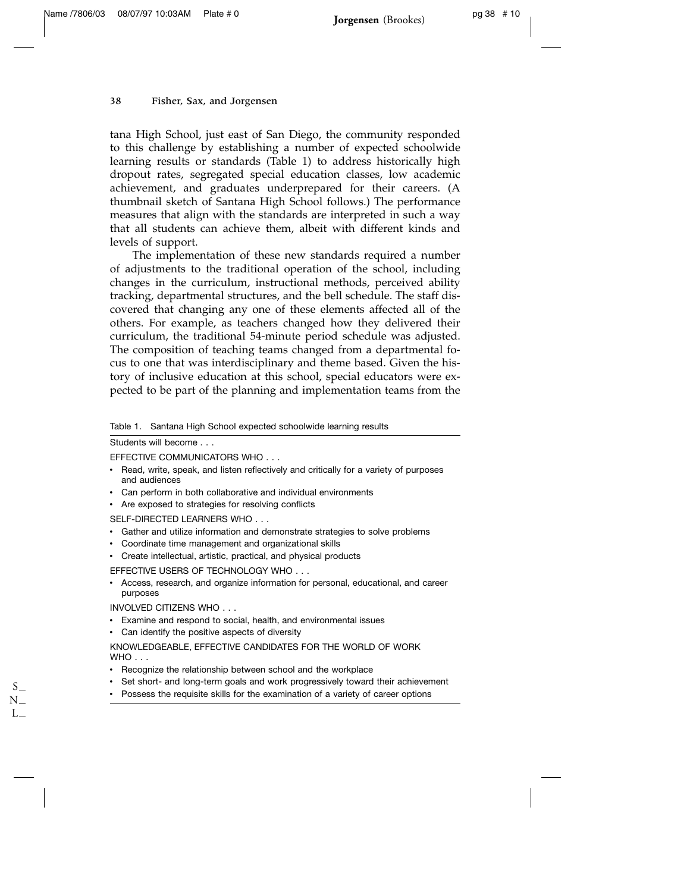tana High School, just east of San Diego, the community responded to this challenge by establishing a number of expected schoolwide learning results or standards (Table 1) to address historically high dropout rates, segregated special education classes, low academic achievement, and graduates underprepared for their careers. (A thumbnail sketch of Santana High School follows.) The performance measures that align with the standards are interpreted in such a way that all students can achieve them, albeit with different kinds and levels of support.

The implementation of these new standards required a number of adjustments to the traditional operation of the school, including changes in the curriculum, instructional methods, perceived ability tracking, departmental structures, and the bell schedule. The staff discovered that changing any one of these elements affected all of the others. For example, as teachers changed how they delivered their curriculum, the traditional 54-minute period schedule was adjusted. The composition of teaching teams changed from a departmental focus to one that was interdisciplinary and theme based. Given the history of inclusive education at this school, special educators were expected to be part of the planning and implementation teams from the

Table 1. Santana High School expected schoolwide learning results

Students will become . . .

EFFECTIVE COMMUNICATORS WHO . . .

- Read, write, speak, and listen reflectively and critically for a variety of purposes and audiences
- Can perform in both collaborative and individual environments
- Are exposed to strategies for resolving conflicts

SELF-DIRECTED LEARNERS WHO . . .

- Gather and utilize information and demonstrate strategies to solve problems
- Coordinate time management and organizational skills
- Create intellectual, artistic, practical, and physical products

EFFECTIVE USERS OF TECHNOLOGY WHO . . .

- Access, research, and organize information for personal, educational, and career purposes

INVOLVED CITIZENS WHO . . .

- Examine and respond to social, health, and environmental issues
- Can identify the positive aspects of diversity

KNOWLEDGEABLE, EFFECTIVE CANDIDATES FOR THE WORLD OF WORK WHO . . .

- Recognize the relationship between school and the workplace
- Set short- and long-term goals and work progressively toward their achievement
- Possess the requisite skills for the examination of a variety of career options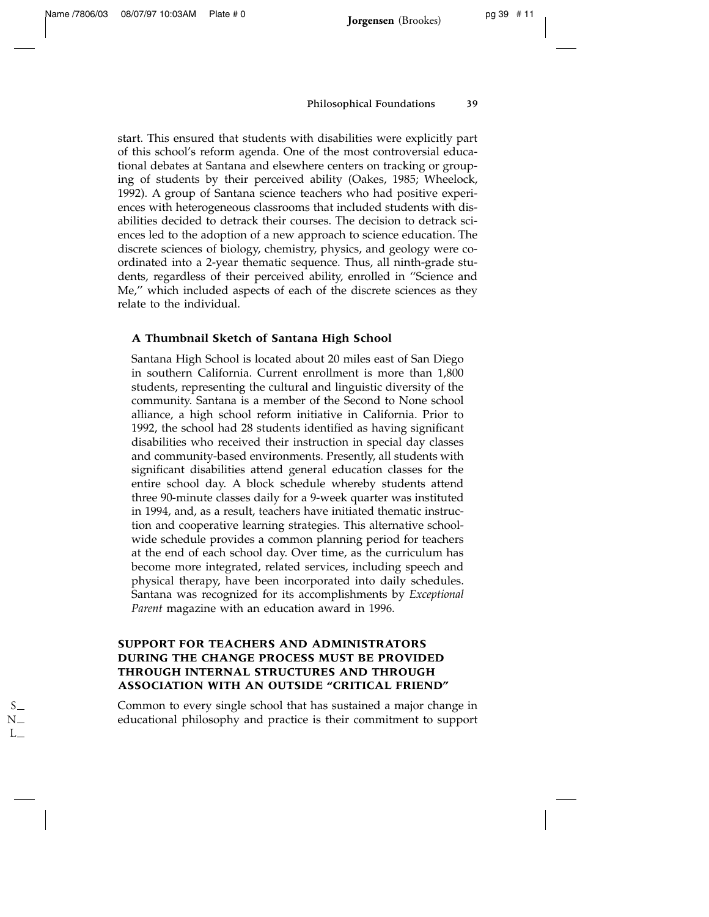start. This ensured that students with disabilities were explicitly part of this school's reform agenda. One of the most controversial educational debates at Santana and elsewhere centers on tracking or grouping of students by their perceived ability (Oakes, 1985; Wheelock, 1992). A group of Santana science teachers who had positive experiences with heterogeneous classrooms that included students with disabilities decided to detrack their courses. The decision to detrack sciences led to the adoption of a new approach to science education. The discrete sciences of biology, chemistry, physics, and geology were coordinated into a 2-year thematic sequence. Thus, all ninth-grade students, regardless of their perceived ability, enrolled in "Science and Me," which included aspects of each of the discrete sciences as they relate to the individual.

### A Thumbnail Sketch of Santana High School

Santana High School is located about 20 miles east of San Diego in southern California. Current enrollment is more than 1,800 students, representing the cultural and linguistic diversity of the community. Santana is a member of the Second to None school alliance, a high school reform initiative in California. Prior to 1992, the school had 28 students identified as having significant disabilities who received their instruction in special day classes and community-based environments. Presently, all students with significant disabilities attend general education classes for the entire school day. A block schedule whereby students attend three 90-minute classes daily for a 9-week quarter was instituted in 1994, and, as a result, teachers have initiated thematic instruction and cooperative learning strategies. This alternative schoolwide schedule provides a common planning period for teachers at the end of each school day. Over time, as the curriculum has become more integrated, related services, including speech and physical therapy, have been incorporated into daily schedules. Santana was recognized for its accomplishments by *Exceptional Parent* magazine with an education award in 1996.

## SUPPORT FOR TEACHERS AND ADMINISTRATORS DURING THE CHANGE PROCESS MUST BE PROVIDED THROUGH INTERNAL STRUCTURES AND THROUGH ASSOCIATION WITH AN OUTSIDE "CRITICAL FRIEND"

Common to every single school that has sustained a major change in educational philosophy and practice is their commitment to support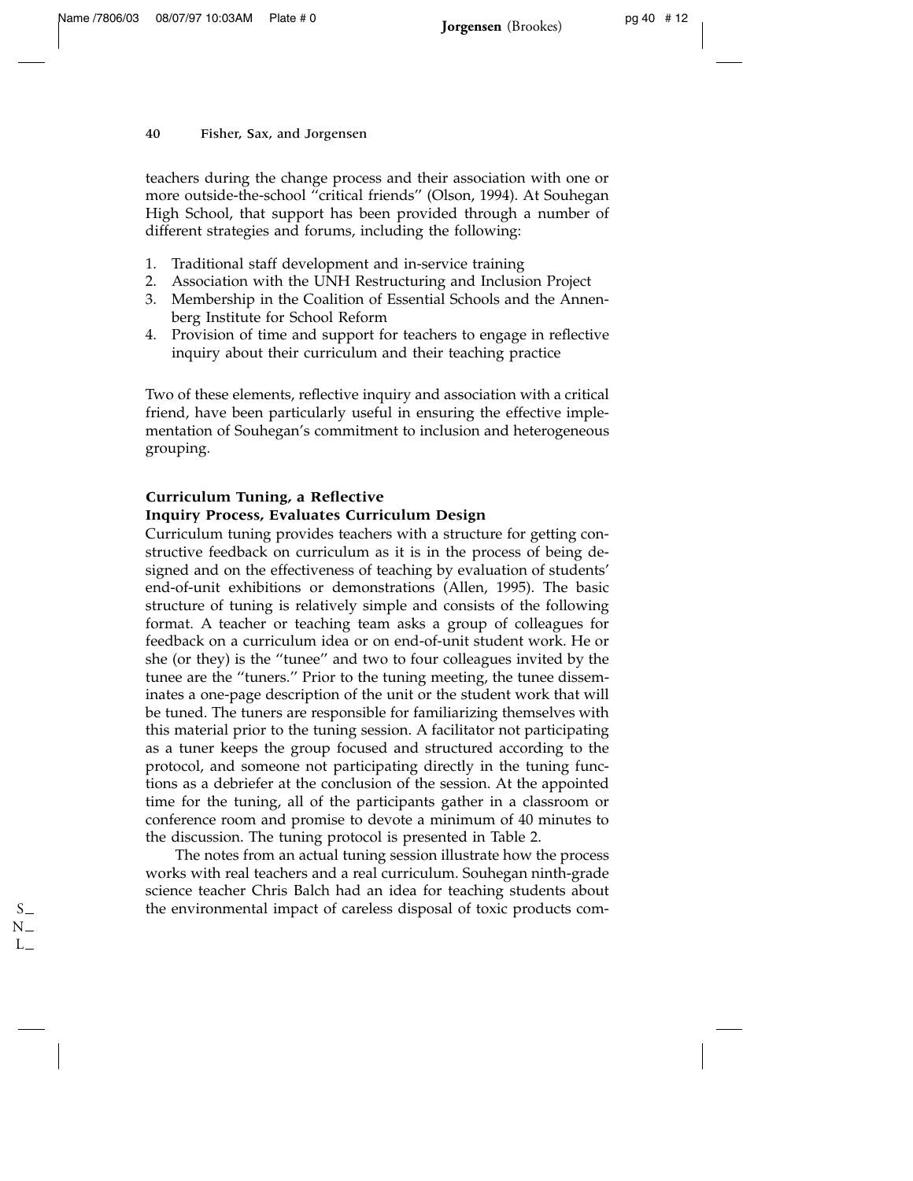teachers during the change process and their association with one or more outside-the-school "critical friends" (Olson, 1994). At Souhegan High School, that support has been provided through a number of different strategies and forums, including the following:

1. Traditional staff development and in-service training
2. Association with the UNH Restructuring and Inclusion Project
3. Membership in the Coalition of Essential Schools and the Annenberg Institute for School Reform
4. Provision of time and support for teachers to engage in reflective inquiry about their curriculum and their teaching practice

Two of these elements, reflective inquiry and association with a critical friend, have been particularly useful in ensuring the effective implementation of Souhegan's commitment to inclusion and heterogeneous grouping.

### Curriculum Tuning, a Reflective Inquiry Process, Evaluates Curriculum Design

Curriculum tuning provides teachers with a structure for getting constructive feedback on curriculum as it is in the process of being designed and on the effectiveness of teaching by evaluation of students' end-of-unit exhibitions or demonstrations (Allen, 1995). The basic structure of tuning is relatively simple and consists of the following format. A teacher or teaching team asks a group of colleagues for feedback on a curriculum idea or on end-of-unit student work. He or she (or they) is the "tunee" and two to four colleagues invited by the tunee are the "tuners." Prior to the tuning meeting, the tunee disseminates a one-page description of the unit or the student work that will be tuned. The tuners are responsible for familiarizing themselves with this material prior to the tuning session. A facilitator not participating as a tuner keeps the group focused and structured according to the protocol, and someone not participating directly in the tuning functions as a debriefer at the conclusion of the session. At the appointed time for the tuning, all of the participants gather in a classroom or conference room and promise to devote a minimum of 40 minutes to the discussion. The tuning protocol is presented in Table 2.

The notes from an actual tuning session illustrate how the process works with real teachers and a real curriculum. Souhegan ninth-grade science teacher Chris Balch had an idea for teaching students about the environmental impact of careless disposal of toxic products com-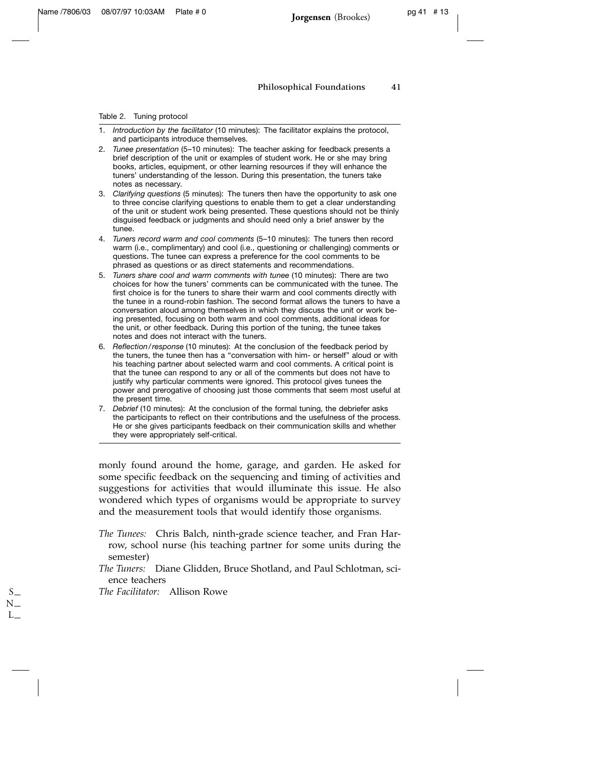Table 2. Tuning protocol

1. *Introduction by the facilitator* (10 minutes): The facilitator explains the protocol, and participants introduce themselves.
2. *Tunee presentation* (5–10 minutes): The teacher asking for feedback presents a brief description of the unit or examples of student work. He or she may bring books, articles, equipment, or other learning resources if they will enhance the tuners' understanding of the lesson. During this presentation, the tuners take notes as necessary.
3. *Clarifying questions* (5 minutes): The tuners then have the opportunity to ask one to three concise clarifying questions to enable them to get a clear understanding of the unit or student work being presented. These questions should not be thinly disguised feedback or judgments and should need only a brief answer by the tunee.
4. *Tuners record warm and cool comments* (5–10 minutes): The tuners then record warm (i.e., complimentary) and cool (i.e., questioning or challenging) comments or questions. The tunee can express a preference for the cool comments to be phrased as questions or as direct statements and recommendations.
5. *Tuners share cool and warm comments with tunee* (10 minutes): There are two choices for how the tuners' comments can be communicated with the tunee. The first choice is for the tuners to share their warm and cool comments directly with the tunee in a round-robin fashion. The second format allows the tuners to have a conversation aloud among themselves in which they discuss the unit or work being presented, focusing on both warm and cool comments, additional ideas for the unit, or other feedback. During this portion of the tuning, the tunee takes notes and does not interact with the tuners.
6. *Reflection/response* (10 minutes): At the conclusion of the feedback period by the tuners, the tunee then has a "conversation with him- or herself" aloud or with his teaching partner about selected warm and cool comments. A critical point is that the tunee can respond to any or all of the comments but does not have to justify why particular comments were ignored. This protocol gives tunees the power and prerogative of choosing just those comments that seem most useful at the present time.
7. *Debrief* (10 minutes): At the conclusion of the formal tuning, the debriefer asks the participants to reflect on their contributions and the usefulness of the process. He or she gives participants feedback on their communication skills and whether they were appropriately self-critical.

monly found around the home, garage, and garden. He asked for some specific feedback on the sequencing and timing of activities and suggestions for activities that would illuminate this issue. He also wondered which types of organisms would be appropriate to survey and the measurement tools that would identify those organisms.

*The Tunees:* Chris Balch, ninth-grade science teacher, and Fran Harrow, school nurse (his teaching partner for some units during the semester)

*The Tuners:* Diane Glidden, Bruce Shotland, and Paul Schlotman, science teachers

*The Facilitator:* Allison Rowe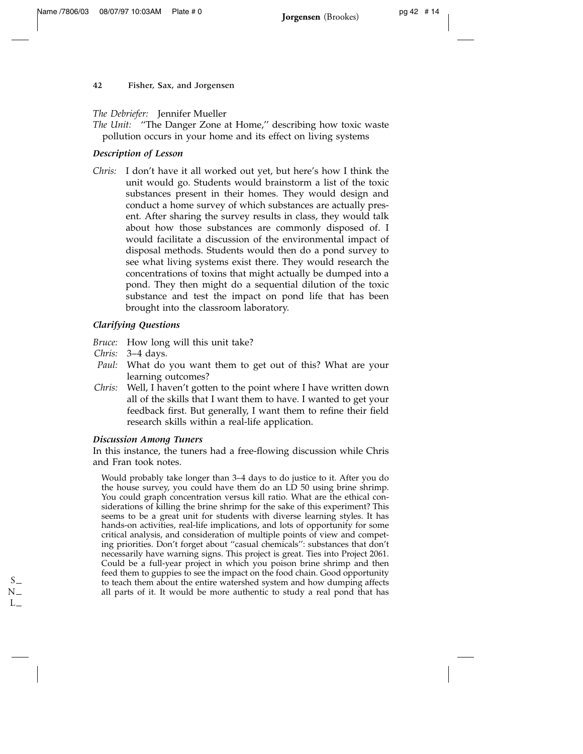*The Debriefer:* Jennifer Mueller

*The Unit:* "The Danger Zone at Home," describing how toxic waste pollution occurs in your home and its effect on living systems

### *Description of Lesson*

*Chris:* I don't have it all worked out yet, but here's how I think the unit would go. Students would brainstorm a list of the toxic substances present in their homes. They would design and conduct a home survey of which substances are actually present. After sharing the survey results in class, they would talk about how those substances are commonly disposed of. I would facilitate a discussion of the environmental impact of disposal methods. Students would then do a pond survey to see what living systems exist there. They would research the concentrations of toxins that might actually be dumped into a pond. They then might do a sequential dilution of the toxic substance and test the impact on pond life that has been brought into the classroom laboratory.

### *Clarifying Questions*

*Bruce:* How long will this unit take?

*Chris:* 3–4 days.

*Paul:* What do you want them to get out of this? What are your learning outcomes?

*Chris:* Well, I haven't gotten to the point where I have written down all of the skills that I want them to have. I wanted to get your feedback first. But generally, I want them to refine their field research skills within a real-life application.

### *Discussion Among Tuners*

In this instance, the tuners had a free-flowing discussion while Chris and Fran took notes.

> Would probably take longer than 3–4 days to do justice to it. After you do the house survey, you could have them do an LD 50 using brine shrimp. You could graph concentration versus kill ratio. What are the ethical considerations of killing the brine shrimp for the sake of this experiment? This seems to be a great unit for students with diverse learning styles. It has hands-on activities, real-life implications, and lots of opportunity for some critical analysis, and consideration of multiple points of view and competing priorities. Don't forget about "casual chemicals": substances that don't necessarily have warning signs. This project is great. Ties into Project 2061. Could be a full-year project in which you poison brine shrimp and then feed them to guppies to see the impact on the food chain. Good opportunity to teach them about the entire watershed system and how dumping affects all parts of it. It would be more authentic to study a real pond that has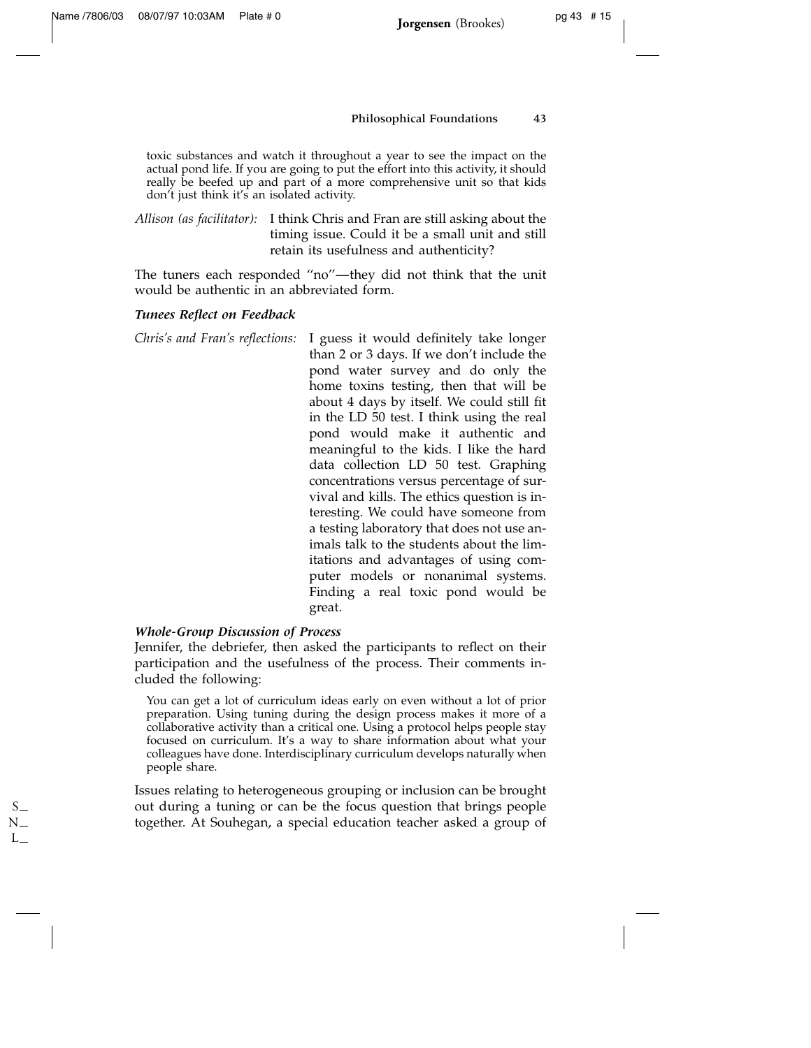toxic substances and watch it throughout a year to see the impact on the actual pond life. If you are going to put the effort into this activity, it should really be beefed up and part of a more comprehensive unit so that kids don't just think it's an isolated activity.

*Allison (as facilitator):* I think Chris and Fran are still asking about the timing issue. Could it be a small unit and still retain its usefulness and authenticity?

The tuners each responded "no"—they did not think that the unit would be authentic in an abbreviated form.

### *Tunees Reflect on Feedback*

*Chris's and Fran's reflections:* I guess it would definitely take longer than 2 or 3 days. If we don't include the pond water survey and do only the home toxins testing, then that will be about 4 days by itself. We could still fit in the LD 50 test. I think using the real pond would make it authentic and meaningful to the kids. I like the hard data collection LD 50 test. Graphing concentrations versus percentage of survival and kills. The ethics question is interesting. We could have someone from a testing laboratory that does not use animals talk to the students about the limitations and advantages of using computer models or nonanimal systems. Finding a real toxic pond would be great.

### *Whole-Group Discussion of Process*

Jennifer, the debriefer, then asked the participants to reflect on their participation and the usefulness of the process. Their comments included the following:

> You can get a lot of curriculum ideas early on even without a lot of prior preparation. Using tuning during the design process makes it more of a collaborative activity than a critical one. Using a protocol helps people stay focused on curriculum. It's a way to share information about what your colleagues have done. Interdisciplinary curriculum develops naturally when people share.

Issues relating to heterogeneous grouping or inclusion can be brought out during a tuning or can be the focus question that brings people together. At Souhegan, a special education teacher asked a group of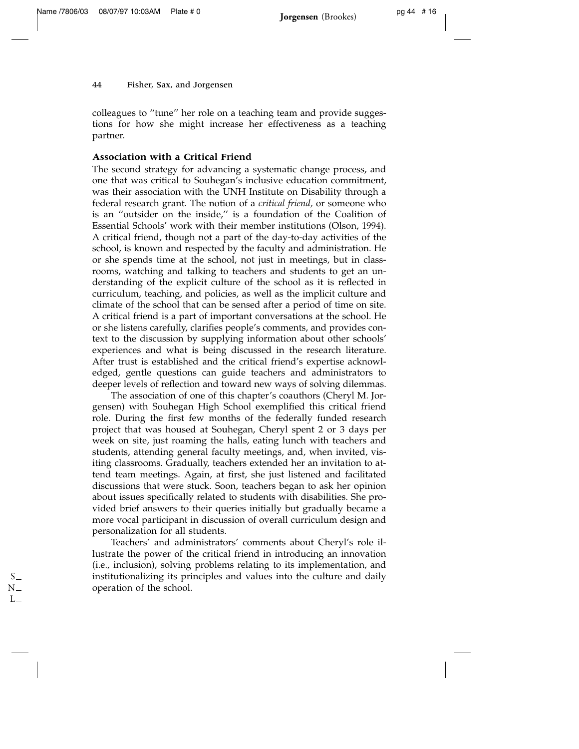colleagues to "tune" her role on a teaching team and provide suggestions for how she might increase her effectiveness as a teaching partner.

### Association with a Critical Friend

The second strategy for advancing a systematic change process, and one that was critical to Souhegan's inclusive education commitment, was their association with the UNH Institute on Disability through a federal research grant. The notion of a *critical friend,* or someone who is an "outsider on the inside," is a foundation of the Coalition of Essential Schools' work with their member institutions (Olson, 1994). A critical friend, though not a part of the day-to-day activities of the school, is known and respected by the faculty and administration. He or she spends time at the school, not just in meetings, but in classrooms, watching and talking to teachers and students to get an understanding of the explicit culture of the school as it is reflected in curriculum, teaching, and policies, as well as the implicit culture and climate of the school that can be sensed after a period of time on site. A critical friend is a part of important conversations at the school. He or she listens carefully, clarifies people's comments, and provides context to the discussion by supplying information about other schools' experiences and what is being discussed in the research literature. After trust is established and the critical friend's expertise acknowledged, gentle questions can guide teachers and administrators to deeper levels of reflection and toward new ways of solving dilemmas.

The association of one of this chapter's coauthors (Cheryl M. Jorgensen) with Souhegan High School exemplified this critical friend role. During the first few months of the federally funded research project that was housed at Souhegan, Cheryl spent 2 or 3 days per week on site, just roaming the halls, eating lunch with teachers and students, attending general faculty meetings, and, when invited, visiting classrooms. Gradually, teachers extended her an invitation to attend team meetings. Again, at first, she just listened and facilitated discussions that were stuck. Soon, teachers began to ask her opinion about issues specifically related to students with disabilities. She provided brief answers to their queries initially but gradually became a more vocal participant in discussion of overall curriculum design and personalization for all students.

Teachers' and administrators' comments about Cheryl's role illustrate the power of the critical friend in introducing an innovation (i.e., inclusion), solving problems relating to its implementation, and institutionalizing its principles and values into the culture and daily operation of the school.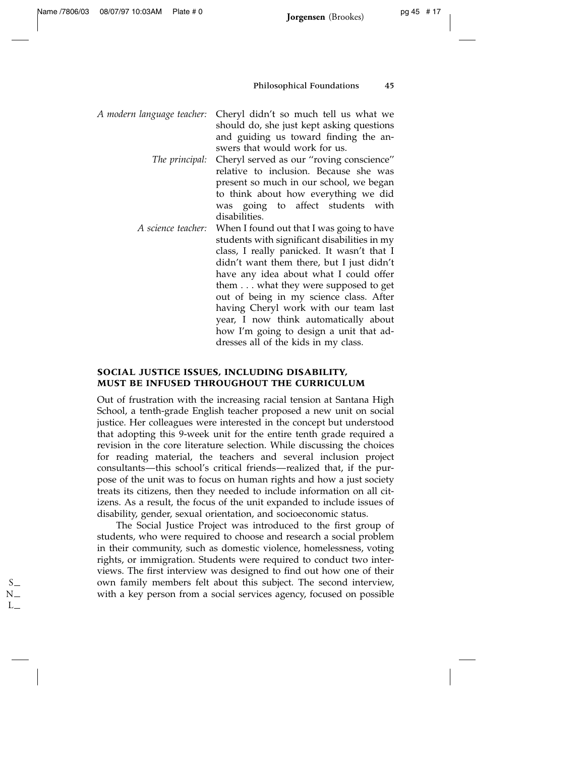*A modern language teacher:* Cheryl didn't so much tell us what we should do, she just kept asking questions and guiding us toward finding the answers that would work for us.

*The principal:* Cheryl served as our "roving conscience" relative to inclusion. Because she was present so much in our school, we began to think about how everything we did was going to affect students with disabilities.

*A science teacher:* When I found out that I was going to have students with significant disabilities in my class, I really panicked. It wasn't that I didn't want them there, but I just didn't have any idea about what I could offer them . . . what they were supposed to get out of being in my science class. After having Cheryl work with our team last year, I now think automatically about how I'm going to design a unit that addresses all of the kids in my class.

## SOCIAL JUSTICE ISSUES, INCLUDING DISABILITY, MUST BE INFUSED THROUGHOUT THE CURRICULUM

Out of frustration with the increasing racial tension at Santana High School, a tenth-grade English teacher proposed a new unit on social justice. Her colleagues were interested in the concept but understood that adopting this 9-week unit for the entire tenth grade required a revision in the core literature selection. While discussing the choices for reading material, the teachers and several inclusion project consultants—this school's critical friends—realized that, if the purpose of the unit was to focus on human rights and how a just society treats its citizens, then they needed to include information on all citizens. As a result, the focus of the unit expanded to include issues of disability, gender, sexual orientation, and socioeconomic status.

The Social Justice Project was introduced to the first group of students, who were required to choose and research a social problem in their community, such as domestic violence, homelessness, voting rights, or immigration. Students were required to conduct two interviews. The first interview was designed to find out how one of their own family members felt about this subject. The second interview, with a key person from a social services agency, focused on possible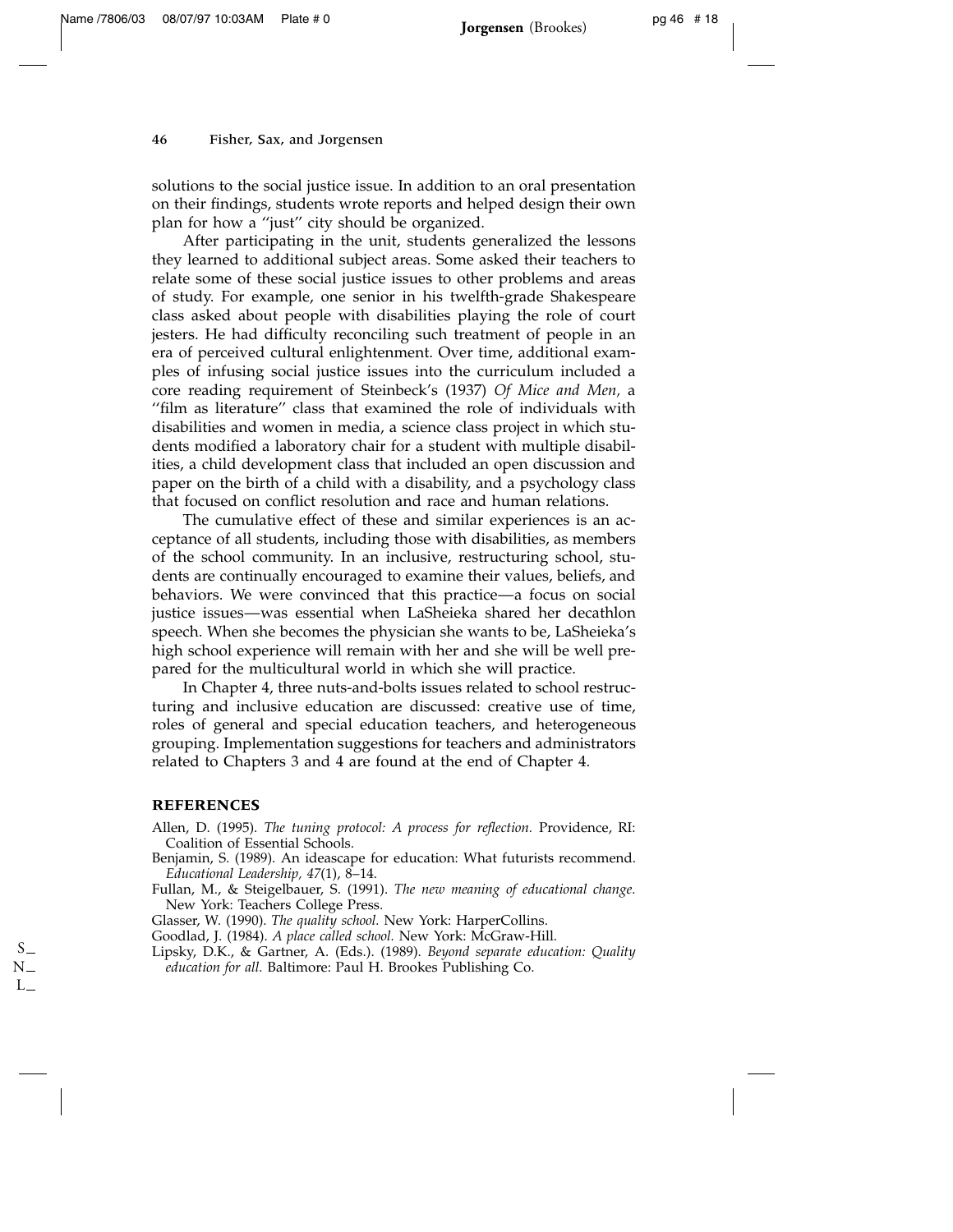solutions to the social justice issue. In addition to an oral presentation on their findings, students wrote reports and helped design their own plan for how a "just" city should be organized.

After participating in the unit, students generalized the lessons they learned to additional subject areas. Some asked their teachers to relate some of these social justice issues to other problems and areas of study. For example, one senior in his twelfth-grade Shakespeare class asked about people with disabilities playing the role of court jesters. He had difficulty reconciling such treatment of people in an era of perceived cultural enlightenment. Over time, additional examples of infusing social justice issues into the curriculum included a core reading requirement of Steinbeck's (1937) *Of Mice and Men,* a "film as literature" class that examined the role of individuals with disabilities and women in media, a science class project in which students modified a laboratory chair for a student with multiple disabilities, a child development class that included an open discussion and paper on the birth of a child with a disability, and a psychology class that focused on conflict resolution and race and human relations.

The cumulative effect of these and similar experiences is an acceptance of all students, including those with disabilities, as members of the school community. In an inclusive, restructuring school, students are continually encouraged to examine their values, beliefs, and behaviors. We were convinced that this practice—a focus on social justice issues—was essential when LaSheieka shared her decathlon speech. When she becomes the physician she wants to be, LaSheieka's high school experience will remain with her and she will be well prepared for the multicultural world in which she will practice.

In Chapter 4, three nuts-and-bolts issues related to school restructuring and inclusive education are discussed: creative use of time, roles of general and special education teachers, and heterogeneous grouping. Implementation suggestions for teachers and administrators related to Chapters 3 and 4 are found at the end of Chapter 4.

## REFERENCES

Allen, D. (1995). *The tuning protocol: A process for reflection.* Providence, RI: Coalition of Essential Schools.

Benjamin, S. (1989). An ideascape for education: What futurists recommend. *Educational Leadership, 47*(1), 8–14.

Fullan, M., & Steigelbauer, S. (1991). *The new meaning of educational change.* New York: Teachers College Press.

Glasser, W. (1990). *The quality school.* New York: HarperCollins.

Goodlad, J. (1984). *A place called school.* New York: McGraw-Hill.

Lipsky, D.K., & Gartner, A. (Eds.). (1989). *Beyond separate education: Quality education for all.* Baltimore: Paul H. Brookes Publishing Co.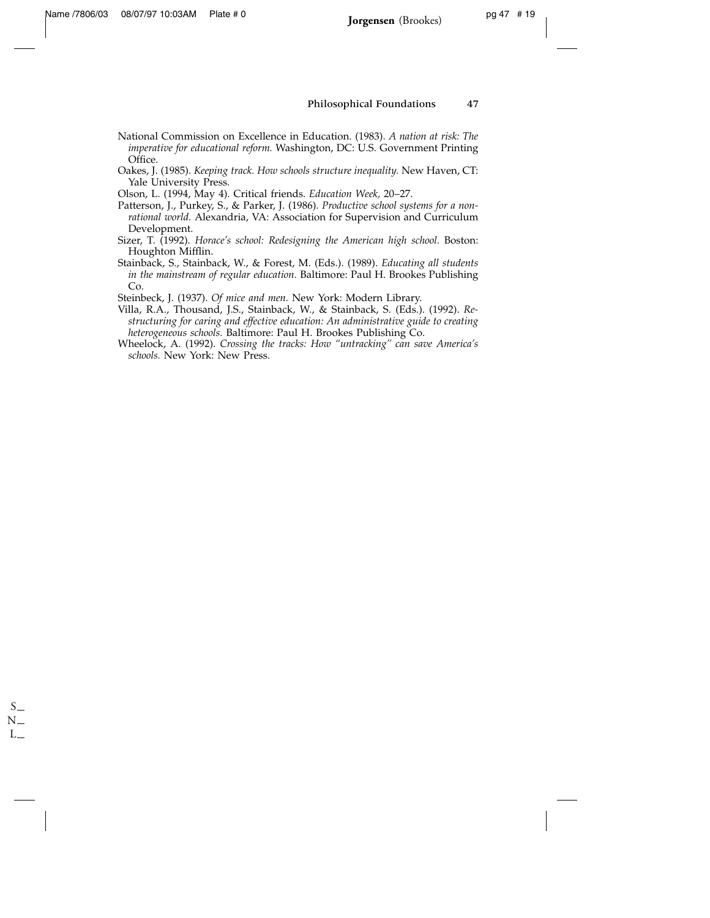National Commission on Excellence in Education. (1983). *A nation at risk: The imperative for educational reform.* Washington, DC: U.S. Government Printing Office.

Oakes, J. (1985). *Keeping track. How schools structure inequality.* New Haven, CT: Yale University Press.

Olson, L. (1994, May 4). Critical friends. *Education Week,* 20–27.

Patterson, J., Purkey, S., & Parker, J. (1986). *Productive school systems for a nonrational world.* Alexandria, VA: Association for Supervision and Curriculum Development.

Sizer, T. (1992). *Horace's school: Redesigning the American high school.* Boston: Houghton Mifflin.

Stainback, S., Stainback, W., & Forest, M. (Eds.). (1989). *Educating all students in the mainstream of regular education.* Baltimore: Paul H. Brookes Publishing Co.

Steinbeck, J. (1937). *Of mice and men.* New York: Modern Library.

Villa, R.A., Thousand, J.S., Stainback, W., & Stainback, S. (Eds.). (1992). *Restructuring for caring and effective education: An administrative guide to creating heterogeneous schools.* Baltimore: Paul H. Brookes Publishing Co.

Wheelock, A. (1992). *Crossing the tracks: How "untracking" can save America's schools.* New York: New Press.